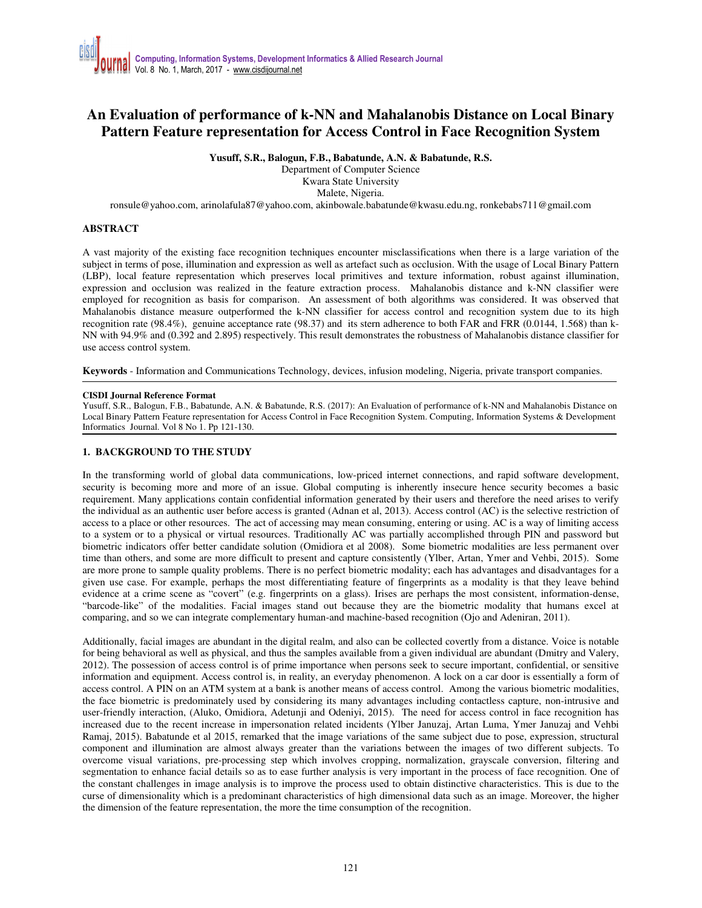# An Evaluation of performance of k-NN and Mahalanobis Distance on Local Binary Pattern Feature representation for Access Control in Face Recognition System

**Yusuff, S.R., Balogun, F.B., Babatunde, A.N. & Babatunde, R.S.**

Department of Computer Science
Kwara State University
Malete, Nigeria.
ronsule@yahoo.com, arinolafula87@yahoo.com, akinbowale.babatunde@kwasu.edu.ng, ronkebabs711@gmail.com

## ABSTRACT

A vast majority of the existing face recognition techniques encounter misclassifications when there is a large variation of the subject in terms of pose, illumination and expression as well as artefact such as occlusion. With the usage of Local Binary Pattern (LBP), local feature representation which preserves local primitives and texture information, robust against illumination, expression and occlusion was realized in the feature extraction process. Mahalanobis distance and k-NN classifier were employed for recognition as basis for comparison. An assessment of both algorithms was considered. It was observed that Mahalanobis distance measure outperformed the k-NN classifier for access control and recognition system due to its high recognition rate (98.4%), genuine acceptance rate (98.37) and its stern adherence to both FAR and FRR (0.0144, 1.568) than k-NN with 94.9% and (0.392 and 2.895) respectively. This result demonstrates the robustness of Mahalanobis distance classifier for use access control system.

**Keywords** - Information and Communications Technology, devices, infusion modeling, Nigeria, private transport companies.

**CISDI Journal Reference Format**
Yusuff, S.R., Balogun, F.B., Babatunde, A.N. & Babatunde, R.S. (2017): An Evaluation of performance of k-NN and Mahalanobis Distance on Local Binary Pattern Feature representation for Access Control in Face Recognition System. Computing, Information Systems & Development Informatics Journal. Vol 8 No 1. Pp 121-130.

## 1. BACKGROUND TO THE STUDY

In the transforming world of global data communications, low-priced internet connections, and rapid software development, security is becoming more and more of an issue. Global computing is inherently insecure hence security becomes a basic requirement. Many applications contain confidential information generated by their users and therefore the need arises to verify the individual as an authentic user before access is granted (Adnan et al, 2013). Access control (AC) is the selective restriction of access to a place or other resources. The act of accessing may mean consuming, entering or using. AC is a way of limiting access to a system or to a physical or virtual resources. Traditionally AC was partially accomplished through PIN and password but biometric indicators offer better candidate solution (Omidiora et al 2008). Some biometric modalities are less permanent over time than others, and some are more difficult to present and capture consistently (Ylber, Artan, Ymer and Vehbi, 2015). Some are more prone to sample quality problems. There is no perfect biometric modality; each has advantages and disadvantages for a given use case. For example, perhaps the most differentiating feature of fingerprints as a modality is that they leave behind evidence at a crime scene as "covert" (e.g. fingerprints on a glass). Irises are perhaps the most consistent, information-dense, "barcode-like" of the modalities. Facial images stand out because they are the biometric modality that humans excel at comparing, and so we can integrate complementary human-and machine-based recognition (Ojo and Adeniran, 2011).

Additionally, facial images are abundant in the digital realm, and also can be collected covertly from a distance. Voice is notable for being behavioral as well as physical, and thus the samples available from a given individual are abundant (Dmitry and Valery, 2012). The possession of access control is of prime importance when persons seek to secure important, confidential, or sensitive information and equipment. Access control is, in reality, an everyday phenomenon. A lock on a car door is essentially a form of access control. A PIN on an ATM system at a bank is another means of access control. Among the various biometric modalities, the face biometric is predominately used by considering its many advantages including contactless capture, non-intrusive and user-friendly interaction, (Aluko, Omidiora, Adetunji and Odeniyi, 2015). The need for access control in face recognition has increased due to the recent increase in impersonation related incidents (Ylber Januzaj, Artan Luma, Ymer Januzaj and Vehbi Ramaj, 2015). Babatunde et al 2015, remarked that the image variations of the same subject due to pose, expression, structural component and illumination are almost always greater than the variations between the images of two different subjects. To overcome visual variations, pre-processing step which involves cropping, normalization, grayscale conversion, filtering and segmentation to enhance facial details so as to ease further analysis is very important in the process of face recognition. One of the constant challenges in image analysis is to improve the process used to obtain distinctive characteristics. This is due to the curse of dimensionality which is a predominant characteristics of high dimensional data such as an image. Moreover, the higher the dimension of the feature representation, the more the time consumption of the recognition.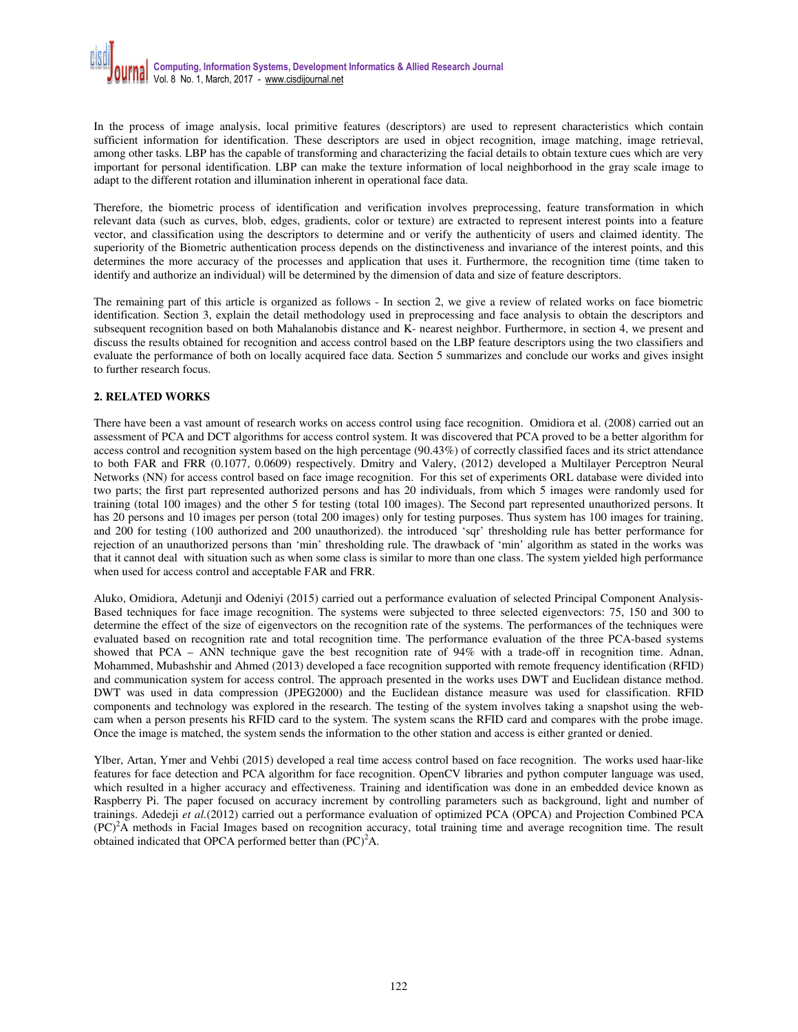In the process of image analysis, local primitive features (descriptors) are used to represent characteristics which contain sufficient information for identification. These descriptors are used in object recognition, image matching, image retrieval, among other tasks. LBP has the capable of transforming and characterizing the facial details to obtain texture cues which are very important for personal identification. LBP can make the texture information of local neighborhood in the gray scale image to adapt to the different rotation and illumination inherent in operational face data.

Therefore, the biometric process of identification and verification involves preprocessing, feature transformation in which relevant data (such as curves, blob, edges, gradients, color or texture) are extracted to represent interest points into a feature vector, and classification using the descriptors to determine and or verify the authenticity of users and claimed identity. The superiority of the Biometric authentication process depends on the distinctiveness and invariance of the interest points, and this determines the more accuracy of the processes and application that uses it. Furthermore, the recognition time (time taken to identify and authorize an individual) will be determined by the dimension of data and size of feature descriptors.

The remaining part of this article is organized as follows - In section 2, we give a review of related works on face biometric identification. Section 3, explain the detail methodology used in preprocessing and face analysis to obtain the descriptors and subsequent recognition based on both Mahalanobis distance and K- nearest neighbor. Furthermore, in section 4, we present and discuss the results obtained for recognition and access control based on the LBP feature descriptors using the two classifiers and evaluate the performance of both on locally acquired face data. Section 5 summarizes and conclude our works and gives insight to further research focus.

## 2. RELATED WORKS

There have been a vast amount of research works on access control using face recognition. Omidiora et al. (2008) carried out an assessment of PCA and DCT algorithms for access control system. It was discovered that PCA proved to be a better algorithm for access control and recognition system based on the high percentage (90.43%) of correctly classified faces and its strict attendance to both FAR and FRR (0.1077, 0.0609) respectively. Dmitry and Valery, (2012) developed a Multilayer Perceptron Neural Networks (NN) for access control based on face image recognition. For this set of experiments ORL database were divided into two parts; the first part represented authorized persons and has 20 individuals, from which 5 images were randomly used for training (total 100 images) and the other 5 for testing (total 100 images). The Second part represented unauthorized persons. It has 20 persons and 10 images per person (total 200 images) only for testing purposes. Thus system has 100 images for training, and 200 for testing (100 authorized and 200 unauthorized). the introduced 'sqr' thresholding rule has better performance for rejection of an unauthorized persons than 'min' thresholding rule. The drawback of 'min' algorithm as stated in the works was that it cannot deal with situation such as when some class is similar to more than one class. The system yielded high performance when used for access control and acceptable FAR and FRR.

Aluko, Omidiora, Adetunji and Odeniyi (2015) carried out a performance evaluation of selected Principal Component Analysis-Based techniques for face image recognition. The systems were subjected to three selected eigenvectors: 75, 150 and 300 to determine the effect of the size of eigenvectors on the recognition rate of the systems. The performances of the techniques were evaluated based on recognition rate and total recognition time. The performance evaluation of the three PCA-based systems showed that PCA – ANN technique gave the best recognition rate of 94% with a trade-off in recognition time. Adnan, Mohammed, Mubashshir and Ahmed (2013) developed a face recognition supported with remote frequency identification (RFID) and communication system for access control. The approach presented in the works uses DWT and Euclidean distance method. DWT was used in data compression (JPEG2000) and the Euclidean distance measure was used for classification. RFID components and technology was explored in the research. The testing of the system involves taking a snapshot using the web-cam when a person presents his RFID card to the system. The system scans the RFID card and compares with the probe image. Once the image is matched, the system sends the information to the other station and access is either granted or denied.

Ylber, Artan, Ymer and Vehbi (2015) developed a real time access control based on face recognition. The works used haar-like features for face detection and PCA algorithm for face recognition. OpenCV libraries and python computer language was used, which resulted in a higher accuracy and effectiveness. Training and identification was done in an embedded device known as Raspberry Pi. The paper focused on accuracy increment by controlling parameters such as background, light and number of trainings. Adedeji *et al.*(2012) carried out a performance evaluation of optimized PCA (OPCA) and Projection Combined PCA $(PC)^2A$ methods in Facial Images based on recognition accuracy, total training time and average recognition time. The result obtained indicated that OPCA performed better than $(PC)^2A$.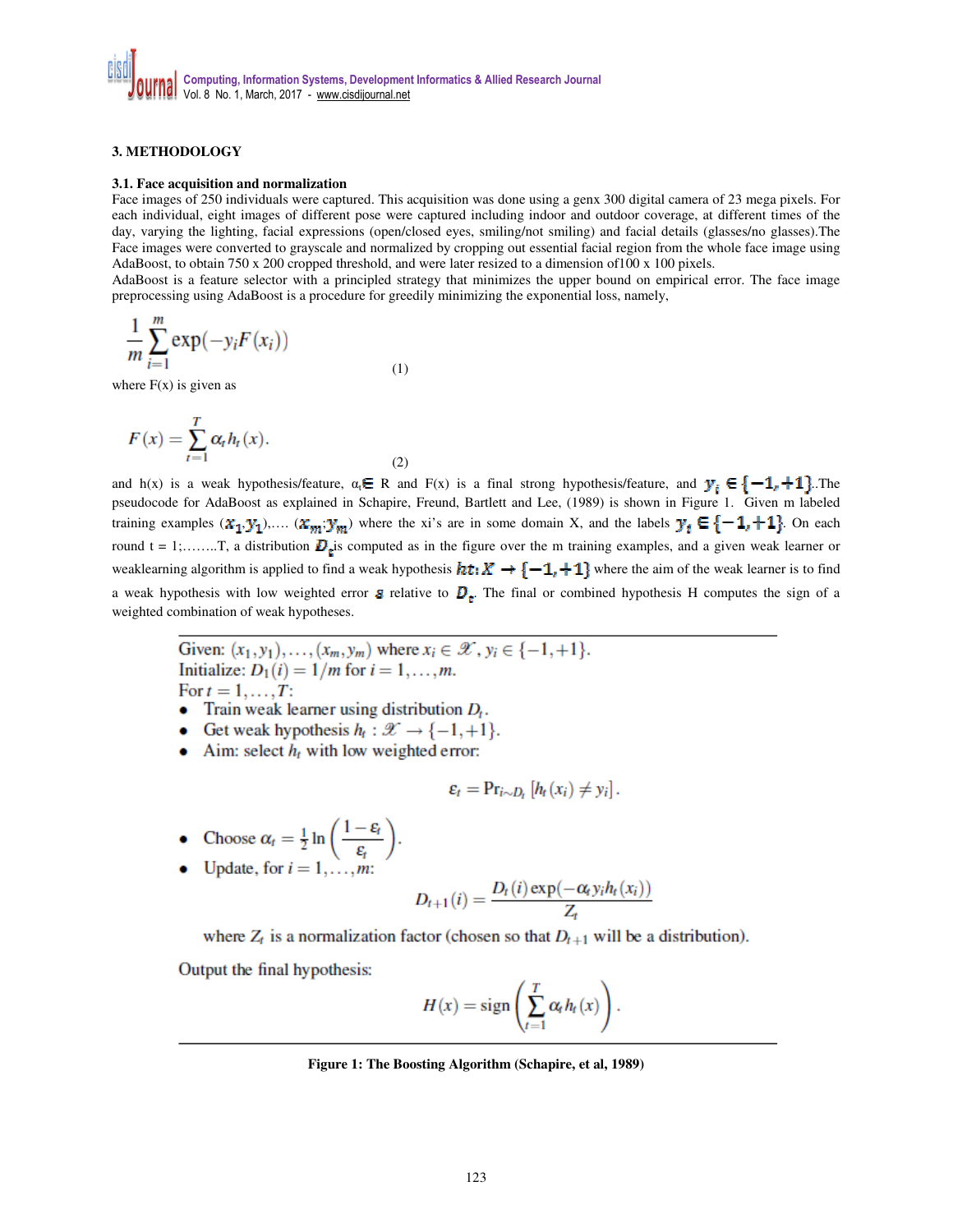## 3. METHODOLOGY

### 3.1. Face acquisition and normalization

Face images of 250 individuals were captured. This acquisition was done using a genx 300 digital camera of 23 mega pixels. For each individual, eight images of different pose were captured including indoor and outdoor coverage, at different times of the day, varying the lighting, facial expressions (open/closed eyes, smiling/not smiling) and facial details (glasses/no glasses).The Face images were converted to grayscale and normalized by cropping out essential facial region from the whole face image using AdaBoost, to obtain 750 x 200 cropped threshold, and were later resized to a dimension of100 x 100 pixels.

AdaBoost is a feature selector with a principled strategy that minimizes the upper bound on empirical error. The face image preprocessing using AdaBoost is a procedure for greedily minimizing the exponential loss, namely,

$$\frac{1}{m}\sum_{i=1}^{m}\exp(-y_i F(x_i)) \tag{1}$$

where F(x) is given as

$$F(x) = \sum_{t=1}^{T} \alpha_t h_t(x). \tag{2}$$

and h(x) is a weak hypothesis/feature, $\alpha_t \in$ R and F(x) is a final strong hypothesis/feature, and $y_i \in \{-1, +1\}$..The pseudocode for AdaBoost as explained in Schapire, Freund, Bartlett and Lee, (1989) is shown in Figure 1. Given m labeled training examples $(x_1, y_1)$,.... $(x_m, y_m)$ where the xi's are in some domain X, and the labels $y_i \in \{-1, +1\}$. On each round t = 1;........T, a distribution $D_t$ is computed as in the figure over the m training examples, and a given weak learner or weaklearning algorithm is applied to find a weak hypothesis $ht: X \rightarrow \{-1, +1\}$ where the aim of the weak learner is to find a weak hypothesis with low weighted error $\varepsilon$ relative to $D_t$. The final or combined hypothesis H computes the sign of a weighted combination of weak hypotheses.

---

Given: $(x_1, y_1), \ldots, (x_m, y_m)$ where $x_i \in \mathscr{X}$, $y_i \in \{-1, +1\}$.

Initialize: $D_1(i) = 1/m$ for $i = 1, \ldots, m$.

For $t = 1, \ldots, T$:

- Train weak learner using distribution $D_t$.
- Get weak hypothesis $h_t : \mathscr{X} \rightarrow \{-1, +1\}$.
- Aim: select $h_t$ with low weighted error:

$$\varepsilon_t = \Pr_{i \sim D_t}\left[h_t(x_i) \neq y_i\right].$$

- Choose $\alpha_t = \frac{1}{2}\ln\left(\frac{1-\varepsilon_t}{\varepsilon_t}\right)$.
- Update, for $i = 1, \ldots, m$:

$$D_{t+1}(i) = \frac{D_t(i)\exp(-\alpha_t y_i h_t(x_i))}{Z_t}$$

where $Z_t$ is a normalization factor (chosen so that $D_{t+1}$ will be a distribution).

Output the final hypothesis:

$$H(x) = \text{sign}\left(\sum_{t=1}^{T} \alpha_t h_t(x)\right).$$

---

**Figure 1: The Boosting Algorithm (Schapire, et al, 1989)**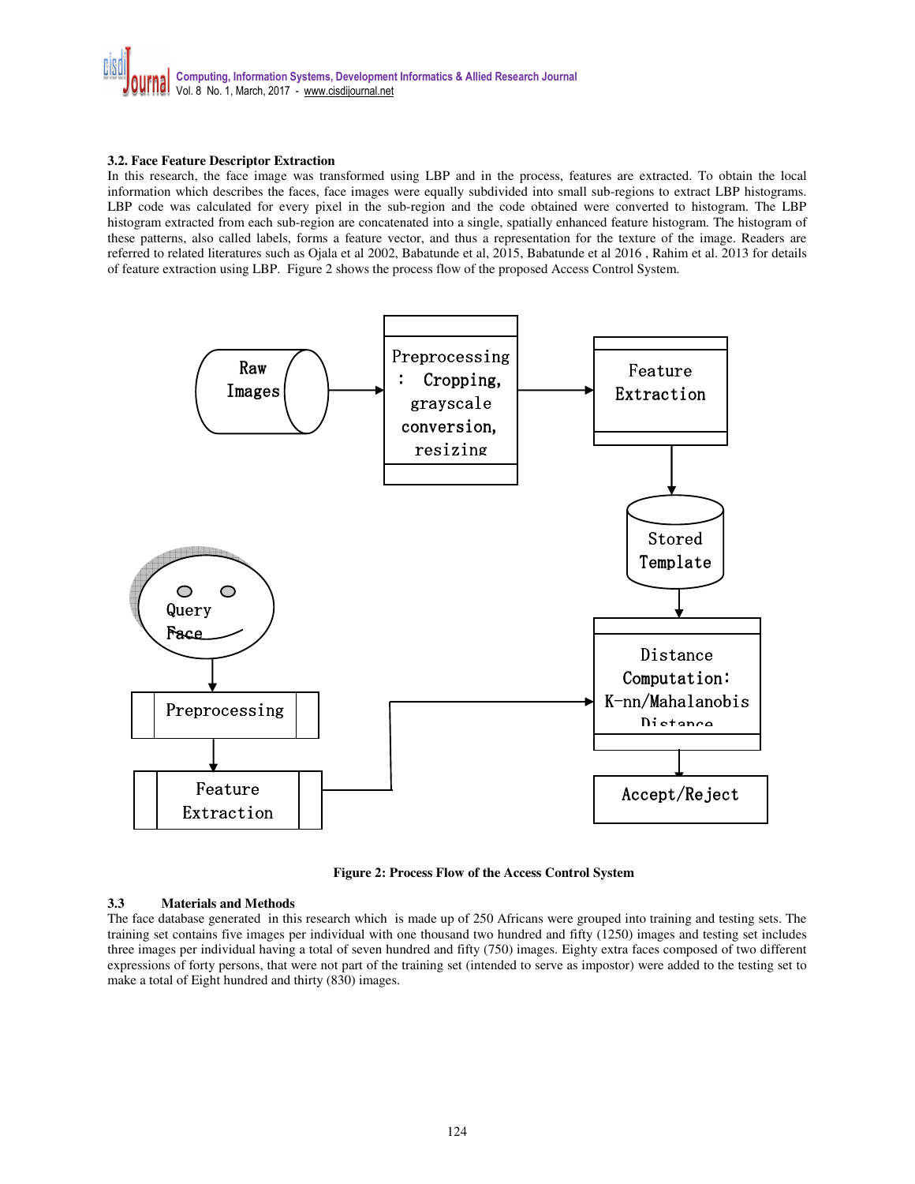### 3.2. Face Feature Descriptor Extraction

In this research, the face image was transformed using LBP and in the process, features are extracted. To obtain the local information which describes the faces, face images were equally subdivided into small sub-regions to extract LBP histograms. LBP code was calculated for every pixel in the sub-region and the code obtained were converted to histogram. The LBP histogram extracted from each sub-region are concatenated into a single, spatially enhanced feature histogram. The histogram of these patterns, also called labels, forms a feature vector, and thus a representation for the texture of the image. Readers are referred to related literatures such as Ojala et al 2002, Babatunde et al, 2015, Babatunde et al 2016 , Rahim et al. 2013 for details of feature extraction using LBP. Figure 2 shows the process flow of the proposed Access Control System.

Raw Images → Preprocessing : Cropping, grayscale conversion, resizing → Feature Extraction → Stored Template → Distance Computation: K-nn/Mahalanobis Distance → Accept/Reject

Query Face → Preprocessing → Feature Extraction → Distance Computation: K-nn/Mahalanobis Distance

**Figure 2: Process Flow of the Access Control System**

### 3.3 Materials and Methods

The face database generated in this research which is made up of 250 Africans were grouped into training and testing sets. The training set contains five images per individual with one thousand two hundred and fifty (1250) images and testing set includes three images per individual having a total of seven hundred and fifty (750) images. Eighty extra faces composed of two different expressions of forty persons, that were not part of the training set (intended to serve as impostor) were added to the testing set to make a total of Eight hundred and thirty (830) images.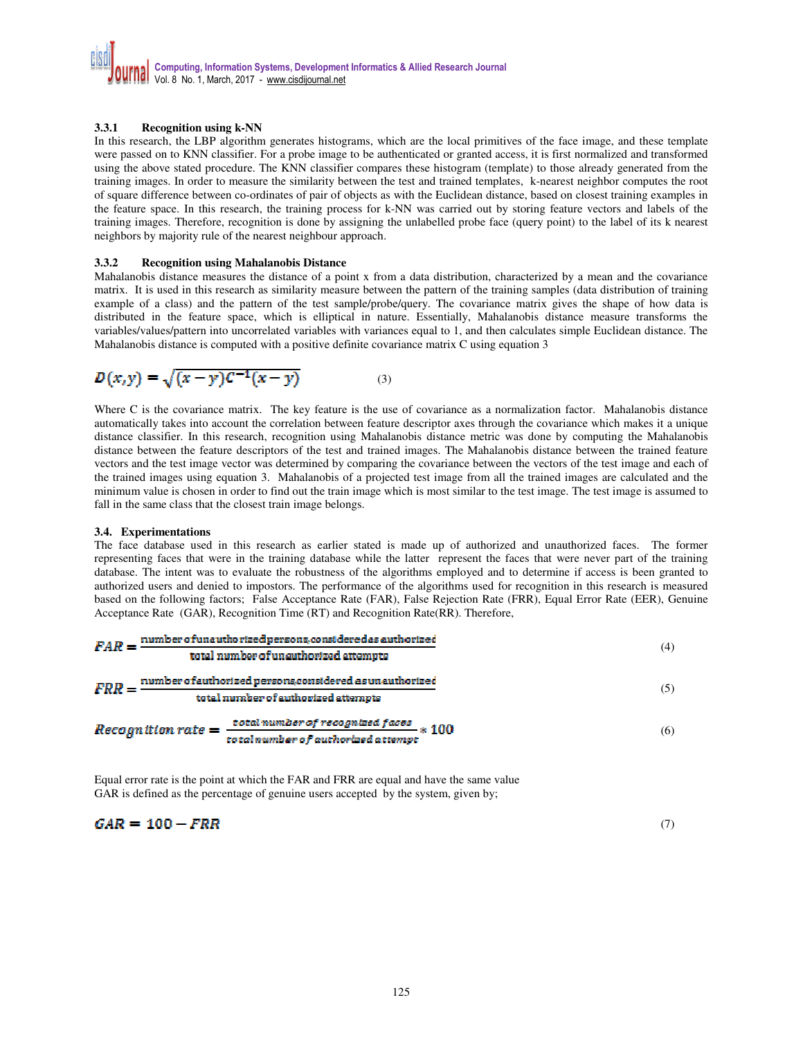### 3.3.1 Recognition using k-NN

In this research, the LBP algorithm generates histograms, which are the local primitives of the face image, and these template were passed on to KNN classifier. For a probe image to be authenticated or granted access, it is first normalized and transformed using the above stated procedure. The KNN classifier compares these histogram (template) to those already generated from the training images. In order to measure the similarity between the test and trained templates, k-nearest neighbor computes the root of square difference between co-ordinates of pair of objects as with the Euclidean distance, based on closest training examples in the feature space. In this research, the training process for k-NN was carried out by storing feature vectors and labels of the training images. Therefore, recognition is done by assigning the unlabelled probe face (query point) to the label of its k nearest neighbors by majority rule of the nearest neighbour approach.

### 3.3.2 Recognition using Mahalanobis Distance

Mahalanobis distance measures the distance of a point x from a data distribution, characterized by a mean and the covariance matrix. It is used in this research as similarity measure between the pattern of the training samples (data distribution of training example of a class) and the pattern of the test sample/probe/query. The covariance matrix gives the shape of how data is distributed in the feature space, which is elliptical in nature. Essentially, Mahalanobis distance measure transforms the variables/values/pattern into uncorrelated variables with variances equal to 1, and then calculates simple Euclidean distance. The Mahalanobis distance is computed with a positive definite covariance matrix C using equation 3

$$D(x,y) = \sqrt{(x-y)C^{-1}(x-y)} \qquad (3)$$

Where C is the covariance matrix. The key feature is the use of covariance as a normalization factor. Mahalanobis distance automatically takes into account the correlation between feature descriptor axes through the covariance which makes it a unique distance classifier. In this research, recognition using Mahalanobis distance metric was done by computing the Mahalanobis distance between the feature descriptors of the test and trained images. The Mahalanobis distance between the trained feature vectors and the test image vector was determined by comparing the covariance between the vectors of the test image and each of the trained images using equation 3. Mahalanobis of a projected test image from all the trained images are calculated and the minimum value is chosen in order to find out the train image which is most similar to the test image. The test image is assumed to fall in the same class that the closest train image belongs.

## 3.4. Experimentations

The face database used in this research as earlier stated is made up of authorized and unauthorized faces. The former representing faces that were in the training database while the latter represent the faces that were never part of the training database. The intent was to evaluate the robustness of the algorithms employed and to determine if access is been granted to authorized users and denied to impostors. The performance of the algorithms used for recognition in this research is measured based on the following factors; False Acceptance Rate (FAR), False Rejection Rate (FRR), Equal Error Rate (EER), Genuine Acceptance Rate (GAR), Recognition Time (RT) and Recognition Rate(RR). Therefore,

$$FAR = \frac{\text{number of unauthorized persons considered as authorized}}{\text{total number of unauthorized attempts}} \qquad (4)$$

$$FRR = \frac{\text{number of authorized persons considered as unauthorized}}{\text{total number of authorized attempts}} \qquad (5)$$

$$Recognition\ rate = \frac{total\ number\ of\ recognized\ faces}{total\ number\ of\ authorized\ attempt} * 100 \qquad (6)$$

Equal error rate is the point at which the FAR and FRR are equal and have the same value
GAR is defined as the percentage of genuine users accepted by the system, given by;

$$GAR = 100 - FRR \qquad (7)$$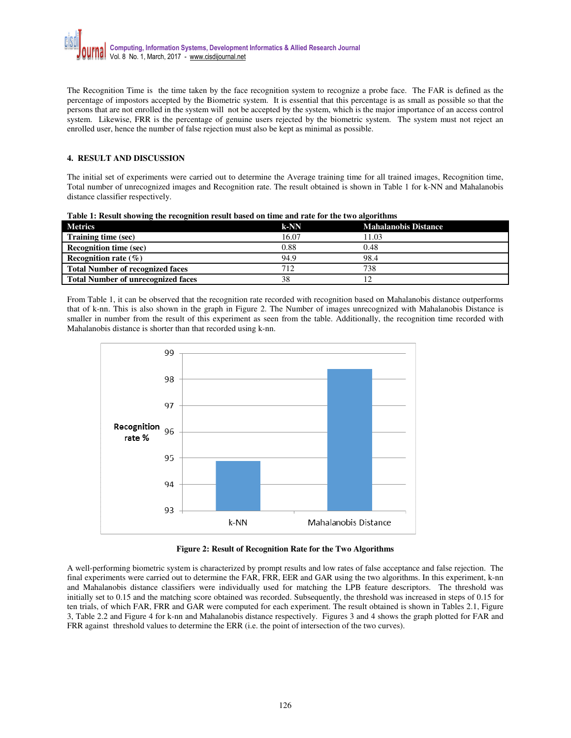The Recognition Time is the time taken by the face recognition system to recognize a probe face. The FAR is defined as the percentage of impostors accepted by the Biometric system. It is essential that this percentage is as small as possible so that the persons that are not enrolled in the system will not be accepted by the system, which is the major importance of an access control system. Likewise, FRR is the percentage of genuine users rejected by the biometric system. The system must not reject an enrolled user, hence the number of false rejection must also be kept as minimal as possible.

## 4. RESULT AND DISCUSSION

The initial set of experiments were carried out to determine the Average training time for all trained images, Recognition time, Total number of unrecognized images and Recognition rate. The result obtained is shown in Table 1 for k-NN and Mahalanobis distance classifier respectively.

**Table 1: Result showing the recognition result based on time and rate for the two algorithms**

| Metrics | k-NN | Mahalanobis Distance |
|---|---|---|
| **Training time (sec)** | 16.07 | 11.03 |
| **Recognition time (sec)** | 0.88 | 0.48 |
| **Recognition rate (%)** | 94.9 | 98.4 |
| **Total Number of recognized faces** | 712 | 738 |
| **Total Number of unrecognized faces** | 38 | 12 |

From Table 1, it can be observed that the recognition rate recorded with recognition based on Mahalanobis distance outperforms that of k-nn. This is also shown in the graph in Figure 2. The Number of images unrecognized with Mahalanobis Distance is smaller in number from the result of this experiment as seen from the table. Additionally, the recognition time recorded with Mahalanobis distance is shorter than that recorded using k-nn.

**Figure 2: Result of Recognition Rate for the Two Algorithms**

A well-performing biometric system is characterized by prompt results and low rates of false acceptance and false rejection. The final experiments were carried out to determine the FAR, FRR, EER and GAR using the two algorithms. In this experiment, k-nn and Mahalanobis distance classifiers were individually used for matching the LPB feature descriptors. The threshold was initially set to 0.15 and the matching score obtained was recorded. Subsequently, the threshold was increased in steps of 0.15 for ten trials, of which FAR, FRR and GAR were computed for each experiment. The result obtained is shown in Tables 2.1, Figure 3, Table 2.2 and Figure 4 for k-nn and Mahalanobis distance respectively. Figures 3 and 4 shows the graph plotted for FAR and FRR against threshold values to determine the ERR (i.e. the point of intersection of the two curves).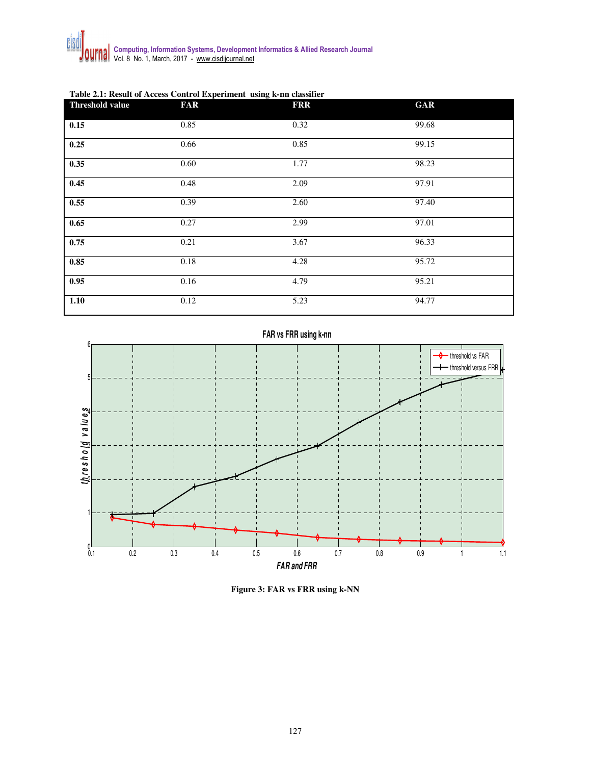**Table 2.1: Result of Access Control Experiment using k-nn classifier**

| Threshold value | FAR | FRR | GAR |
|---|---|---|---|
| **0.15** | 0.85 | 0.32 | 99.68 |
| **0.25** | 0.66 | 0.85 | 99.15 |
| **0.35** | 0.60 | 1.77 | 98.23 |
| **0.45** | 0.48 | 2.09 | 97.91 |
| **0.55** | 0.39 | 2.60 | 97.40 |
| **0.65** | 0.27 | 2.99 | 97.01 |
| **0.75** | 0.21 | 3.67 | 96.33 |
| **0.85** | 0.18 | 4.28 | 95.72 |
| **0.95** | 0.16 | 4.79 | 95.21 |
| **1.10** | 0.12 | 5.23 | 94.77 |

**Figure 3: FAR vs FRR using k-NN**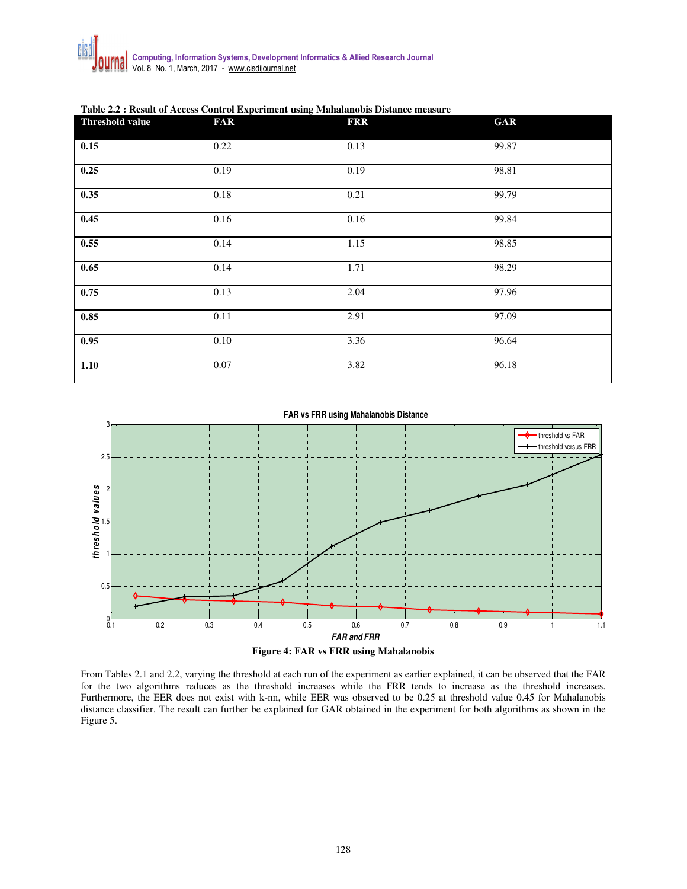**Table 2.2 : Result of Access Control Experiment using Mahalanobis Distance measure**

| Threshold value | FAR | FRR | GAR |
|---|---|---|---|
| **0.15** | 0.22 | 0.13 | 99.87 |
| **0.25** | 0.19 | 0.19 | 98.81 |
| **0.35** | 0.18 | 0.21 | 99.79 |
| **0.45** | 0.16 | 0.16 | 99.84 |
| **0.55** | 0.14 | 1.15 | 98.85 |
| **0.65** | 0.14 | 1.71 | 98.29 |
| **0.75** | 0.13 | 2.04 | 97.96 |
| **0.85** | 0.11 | 2.91 | 97.09 |
| **0.95** | 0.10 | 3.36 | 96.64 |
| **1.10** | 0.07 | 3.82 | 96.18 |

**Figure 4: FAR vs FRR using Mahalanobis**

From Tables 2.1 and 2.2, varying the threshold at each run of the experiment as earlier explained, it can be observed that the FAR for the two algorithms reduces as the threshold increases while the FRR tends to increase as the threshold increases. Furthermore, the EER does not exist with k-nn, while EER was observed to be 0.25 at threshold value 0.45 for Mahalanobis distance classifier. The result can further be explained for GAR obtained in the experiment for both algorithms as shown in the Figure 5.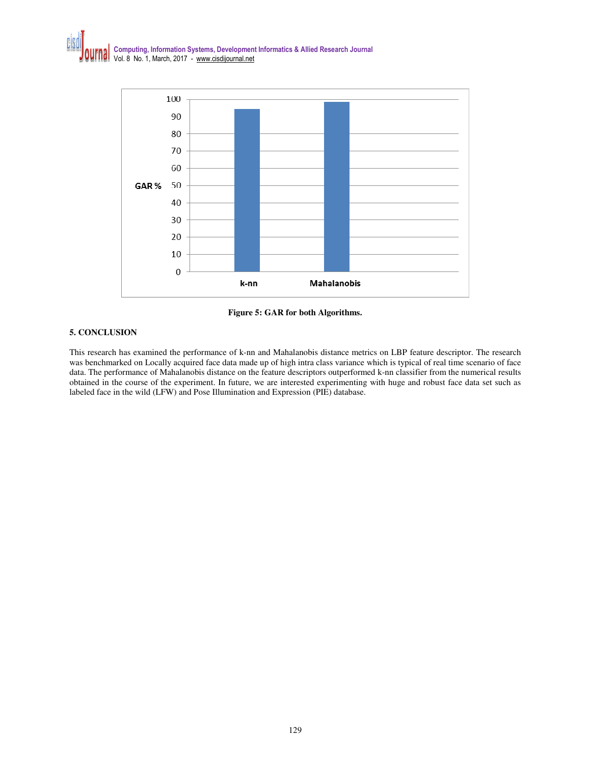Figure 5: GAR for both Algorithms.

## 5. CONCLUSION

This research has examined the performance of k-nn and Mahalanobis distance metrics on LBP feature descriptor. The research was benchmarked on Locally acquired face data made up of high intra class variance which is typical of real time scenario of face data. The performance of Mahalanobis distance on the feature descriptors outperformed k-nn classifier from the numerical results obtained in the course of the experiment. In future, we are interested experimenting with huge and robust face data set such as labeled face in the wild (LFW) and Pose Illumination and Expression (PIE) database.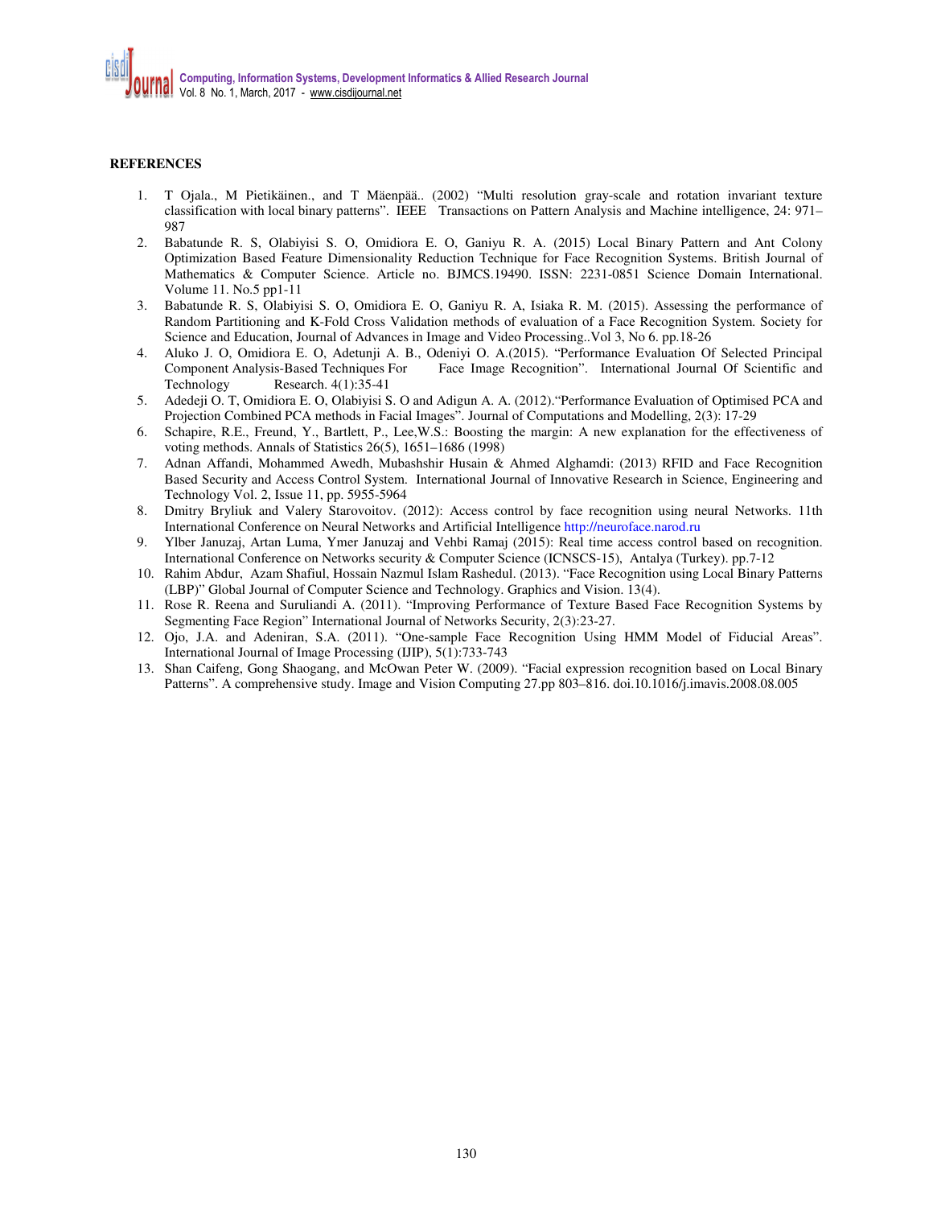**REFERENCES**

1. T Ojala., M Pietikäinen., and T Mäenpää.. (2002) "Multi resolution gray-scale and rotation invariant texture classification with local binary patterns". IEEE Transactions on Pattern Analysis and Machine intelligence, 24: 971–987
2. Babatunde R. S, Olabiyisi S. O, Omidiora E. O, Ganiyu R. A. (2015) Local Binary Pattern and Ant Colony Optimization Based Feature Dimensionality Reduction Technique for Face Recognition Systems. British Journal of Mathematics & Computer Science. Article no. BJMCS.19490. ISSN: 2231-0851 Science Domain International. Volume 11. No.5 pp1-11
3. Babatunde R. S, Olabiyisi S. O, Omidiora E. O, Ganiyu R. A, Isiaka R. M. (2015). Assessing the performance of Random Partitioning and K-Fold Cross Validation methods of evaluation of a Face Recognition System. Society for Science and Education, Journal of Advances in Image and Video Processing..Vol 3, No 6. pp.18-26
4. Aluko J. O, Omidiora E. O, Adetunji A. B., Odeniyi O. A.(2015). "Performance Evaluation Of Selected Principal Component Analysis-Based Techniques For Face Image Recognition". International Journal Of Scientific and Technology Research. 4(1):35-41
5. Adedeji O. T, Omidiora E. O, Olabiyisi S. O and Adigun A. A. (2012)."Performance Evaluation of Optimised PCA and Projection Combined PCA methods in Facial Images". Journal of Computations and Modelling, 2(3): 17-29
6. Schapire, R.E., Freund, Y., Bartlett, P., Lee,W.S.: Boosting the margin: A new explanation for the effectiveness of voting methods. Annals of Statistics 26(5), 1651–1686 (1998)
7. Adnan Affandi, Mohammed Awedh, Mubashshir Husain & Ahmed Alghamdi: (2013) RFID and Face Recognition Based Security and Access Control System. International Journal of Innovative Research in Science, Engineering and Technology Vol. 2, Issue 11, pp. 5955-5964
8. Dmitry Bryliuk and Valery Starovoitov. (2012): Access control by face recognition using neural Networks. 11th International Conference on Neural Networks and Artificial Intelligence http://neuroface.narod.ru
9. Ylber Januzaj, Artan Luma, Ymer Januzaj and Vehbi Ramaj (2015): Real time access control based on recognition. International Conference on Networks security & Computer Science (ICNSCS-15), Antalya (Turkey). pp.7-12
10. Rahim Abdur, Azam Shafiul, Hossain Nazmul Islam Rashedul. (2013). "Face Recognition using Local Binary Patterns (LBP)" Global Journal of Computer Science and Technology. Graphics and Vision. 13(4).
11. Rose R. Reena and Suruliandi A. (2011). "Improving Performance of Texture Based Face Recognition Systems by Segmenting Face Region" International Journal of Networks Security, 2(3):23-27.
12. Ojo, J.A. and Adeniran, S.A. (2011). "One-sample Face Recognition Using HMM Model of Fiducial Areas". International Journal of Image Processing (IJIP), 5(1):733-743
13. Shan Caifeng, Gong Shaogang, and McOwan Peter W. (2009). "Facial expression recognition based on Local Binary Patterns". A comprehensive study. Image and Vision Computing 27.pp 803–816. doi.10.1016/j.imavis.2008.08.005